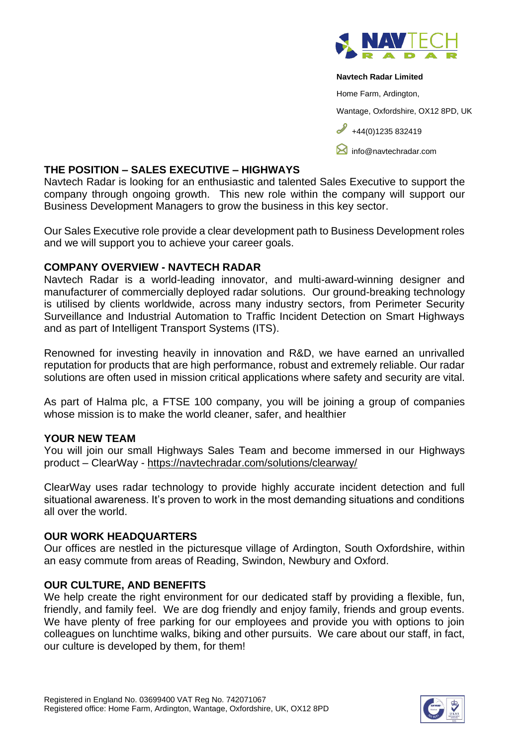**Navtech Radar Limited**

Home Farm, Ardington,

Wantage, Oxfordshire, OX12 8PD, UK

+44(0)1235 832419

info@navtechradar.com

## THE POSITION – SALES EXECUTIVE – HIGHWAYS

Navtech Radar is looking for an enthusiastic and talented Sales Executive to support the company through ongoing growth. This new role within the company will support our Business Development Managers to grow the business in this key sector.

Our Sales Executive role provide a clear development path to Business Development roles and we will support you to achieve your career goals.

## COMPANY OVERVIEW - NAVTECH RADAR

Navtech Radar is a world-leading innovator, and multi-award-winning designer and manufacturer of commercially deployed radar solutions. Our ground-breaking technology is utilised by clients worldwide, across many industry sectors, from Perimeter Security Surveillance and Industrial Automation to Traffic Incident Detection on Smart Highways and as part of Intelligent Transport Systems (ITS).

Renowned for investing heavily in innovation and R&D, we have earned an unrivalled reputation for products that are high performance, robust and extremely reliable. Our radar solutions are often used in mission critical applications where safety and security are vital.

As part of Halma plc, a FTSE 100 company, you will be joining a group of companies whose mission is to make the world cleaner, safer, and healthier

## YOUR NEW TEAM

You will join our small Highways Sales Team and become immersed in our Highways product – ClearWay - https://navtechradar.com/solutions/clearway/

ClearWay uses radar technology to provide highly accurate incident detection and full situational awareness. It's proven to work in the most demanding situations and conditions all over the world.

## OUR WORK HEADQUARTERS

Our offices are nestled in the picturesque village of Ardington, South Oxfordshire, within an easy commute from areas of Reading, Swindon, Newbury and Oxford.

## OUR CULTURE, AND BENEFITS

We help create the right environment for our dedicated staff by providing a flexible, fun, friendly, and family feel. We are dog friendly and enjoy family, friends and group events. We have plenty of free parking for our employees and provide you with options to join colleagues on lunchtime walks, biking and other pursuits. We care about our staff, in fact, our culture is developed by them, for them!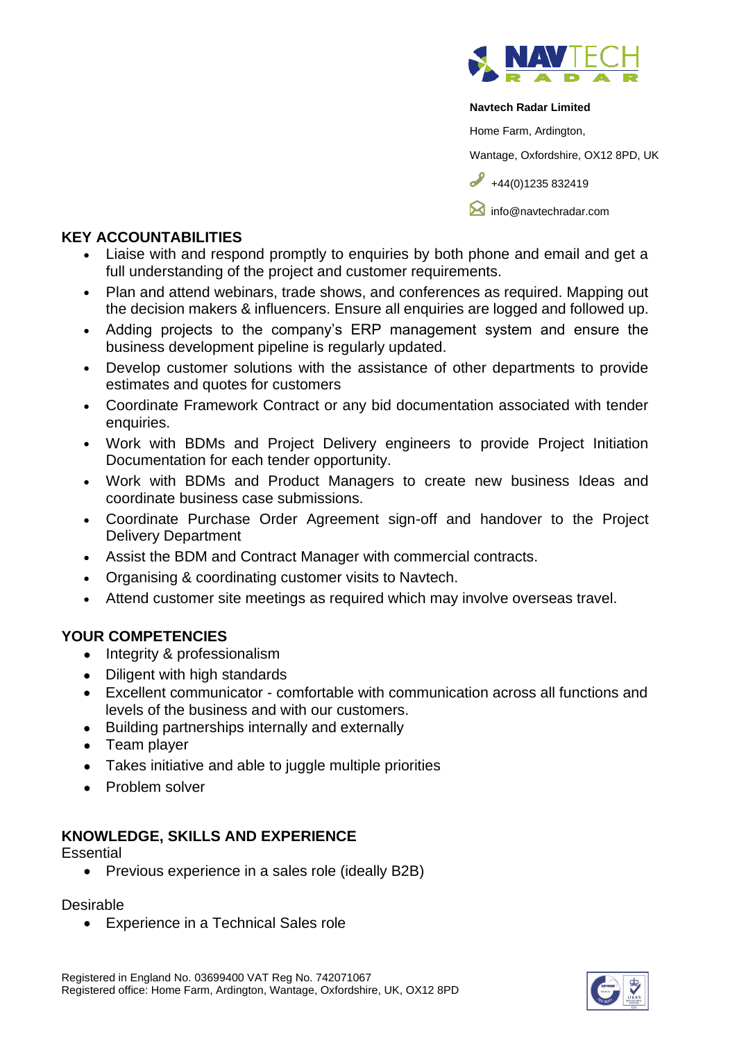**Navtech Radar Limited**

Home Farm, Ardington,

Wantage, Oxfordshire, OX12 8PD, UK

+44(0)1235 832419

info@navtechradar.com

## KEY ACCOUNTABILITIES

- Liaise with and respond promptly to enquiries by both phone and email and get a full understanding of the project and customer requirements.
- Plan and attend webinars, trade shows, and conferences as required. Mapping out the decision makers & influencers. Ensure all enquiries are logged and followed up.
- Adding projects to the company's ERP management system and ensure the business development pipeline is regularly updated.
- Develop customer solutions with the assistance of other departments to provide estimates and quotes for customers
- Coordinate Framework Contract or any bid documentation associated with tender enquiries.
- Work with BDMs and Project Delivery engineers to provide Project Initiation Documentation for each tender opportunity.
- Work with BDMs and Product Managers to create new business Ideas and coordinate business case submissions.
- Coordinate Purchase Order Agreement sign-off and handover to the Project Delivery Department
- Assist the BDM and Contract Manager with commercial contracts.
- Organising & coordinating customer visits to Navtech.
- Attend customer site meetings as required which may involve overseas travel.

## YOUR COMPETENCIES

- Integrity & professionalism
- Diligent with high standards
- Excellent communicator - comfortable with communication across all functions and levels of the business and with our customers.
- Building partnerships internally and externally
- Team player
- Takes initiative and able to juggle multiple priorities
- Problem solver

## KNOWLEDGE, SKILLS AND EXPERIENCE

Essential

- Previous experience in a sales role (ideally B2B)

Desirable

- Experience in a Technical Sales role

Registered in England No. 03699400 VAT Reg No. 742071067
Registered office: Home Farm, Ardington, Wantage, Oxfordshire, UK, OX12 8PD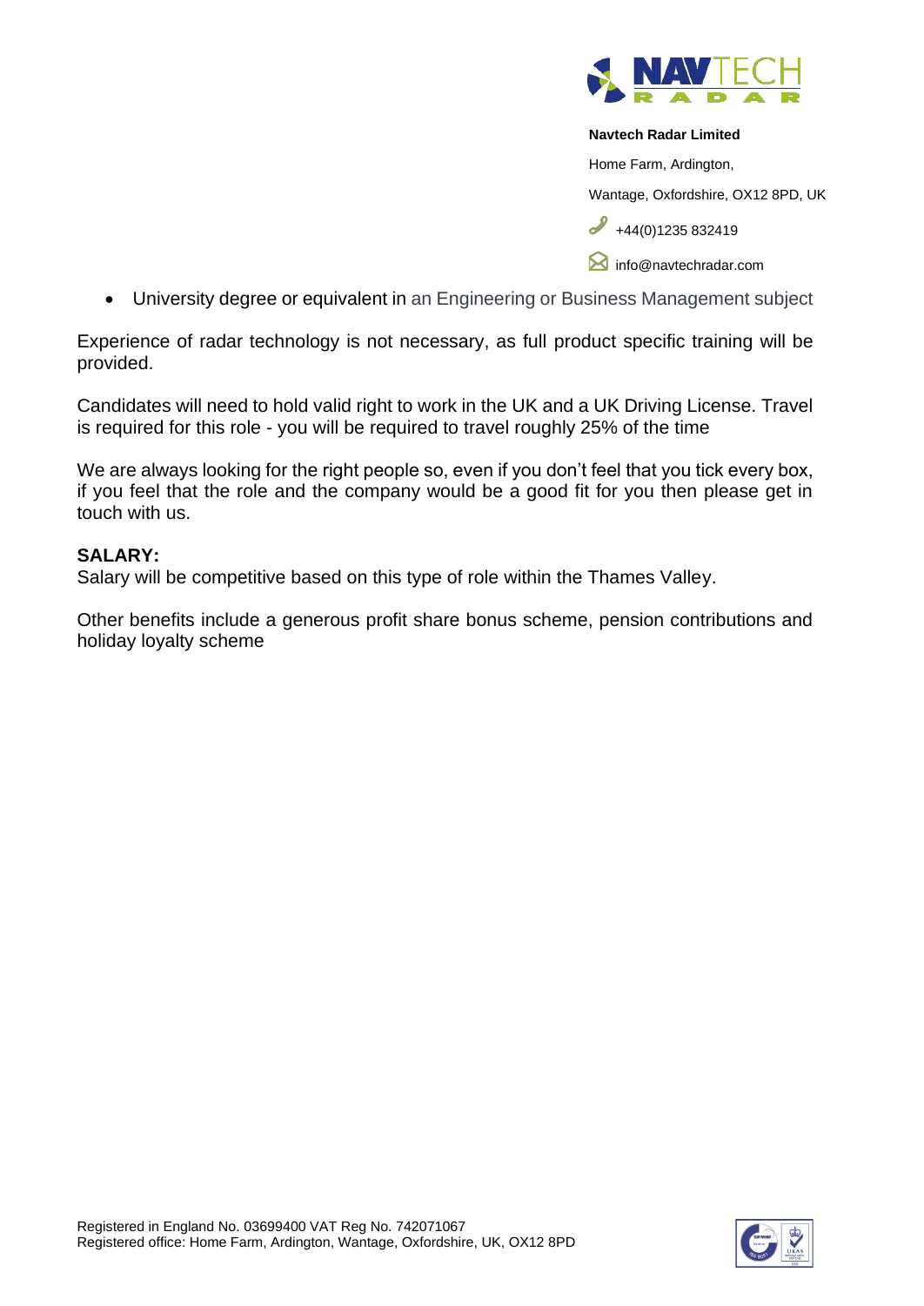- University degree or equivalent in an Engineering or Business Management subject

Experience of radar technology is not necessary, as full product specific training will be provided.

Candidates will need to hold valid right to work in the UK and a UK Driving License. Travel is required for this role - you will be required to travel roughly 25% of the time

We are always looking for the right people so, even if you don't feel that you tick every box, if you feel that the role and the company would be a good fit for you then please get in touch with us.

**SALARY:**
Salary will be competitive based on this type of role within the Thames Valley.

Other benefits include a generous profit share bonus scheme, pension contributions and holiday loyalty scheme